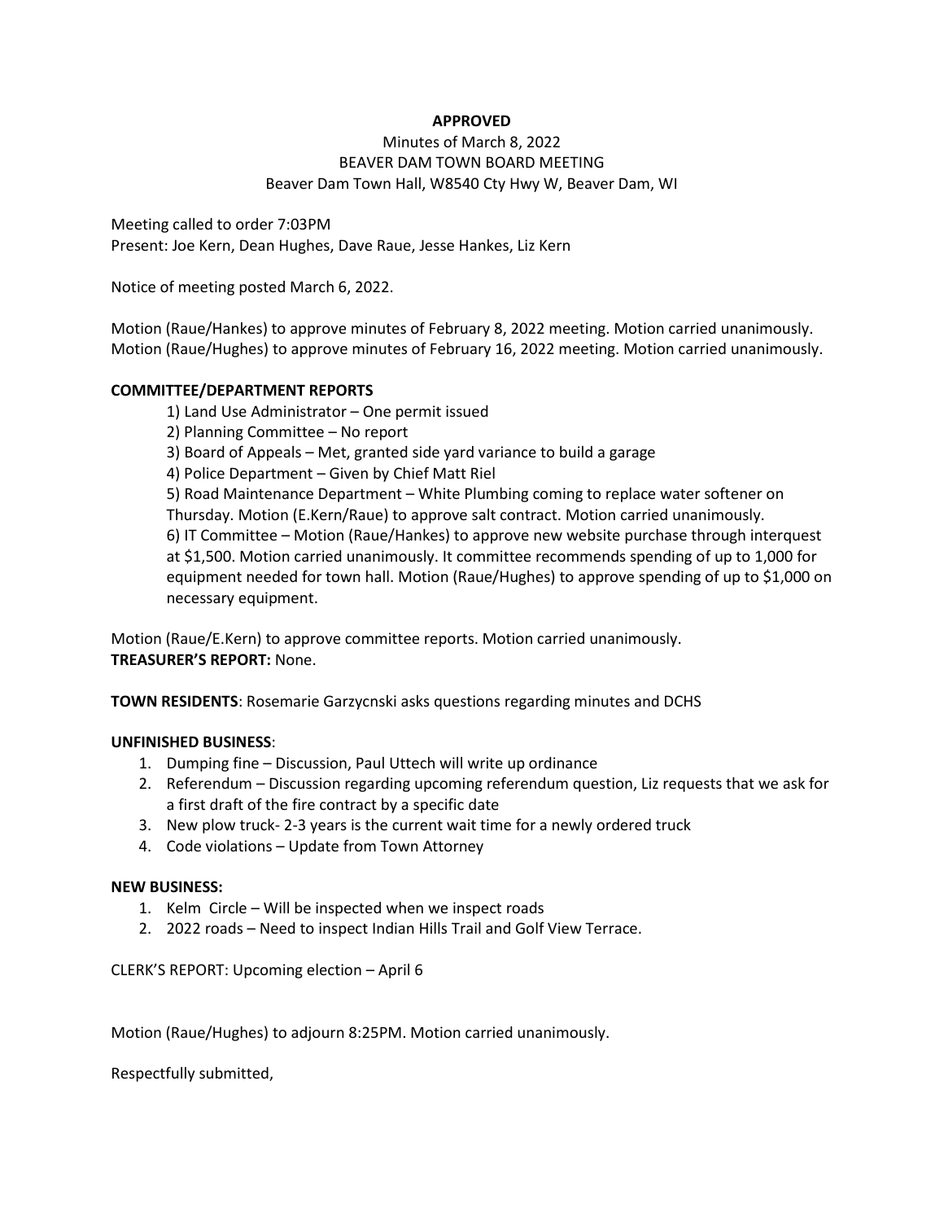**APPROVED**

Minutes of March 8, 2022
BEAVER DAM TOWN BOARD MEETING
Beaver Dam Town Hall, W8540 Cty Hwy W, Beaver Dam, WI

Meeting called to order 7:03PM
Present: Joe Kern, Dean Hughes, Dave Raue, Jesse Hankes, Liz Kern

Notice of meeting posted March 6, 2022.

Motion (Raue/Hankes) to approve minutes of February 8, 2022 meeting. Motion carried unanimously.
Motion (Raue/Hughes) to approve minutes of February 16, 2022 meeting. Motion carried unanimously.

**COMMITTEE/DEPARTMENT REPORTS**

1) Land Use Administrator – One permit issued
2) Planning Committee – No report
3) Board of Appeals – Met, granted side yard variance to build a garage
4) Police Department – Given by Chief Matt Riel
5) Road Maintenance Department – White Plumbing coming to replace water softener on Thursday. Motion (E.Kern/Raue) to approve salt contract. Motion carried unanimously.
6) IT Committee – Motion (Raue/Hankes) to approve new website purchase through interquest at $1,500. Motion carried unanimously. It committee recommends spending of up to 1,000 for equipment needed for town hall. Motion (Raue/Hughes) to approve spending of up to $1,000 on necessary equipment.

Motion (Raue/E.Kern) to approve committee reports. Motion carried unanimously.
**TREASURER'S REPORT:** None.

**TOWN RESIDENTS**: Rosemarie Garzycnski asks questions regarding minutes and DCHS

**UNFINISHED BUSINESS**:

1. Dumping fine – Discussion, Paul Uttech will write up ordinance
2. Referendum – Discussion regarding upcoming referendum question, Liz requests that we ask for a first draft of the fire contract by a specific date
3. New plow truck- 2-3 years is the current wait time for a newly ordered truck
4. Code violations – Update from Town Attorney

**NEW BUSINESS:**

1. Kelm Circle – Will be inspected when we inspect roads
2. 2022 roads – Need to inspect Indian Hills Trail and Golf View Terrace.

CLERK'S REPORT: Upcoming election – April 6

Motion (Raue/Hughes) to adjourn 8:25PM. Motion carried unanimously.

Respectfully submitted,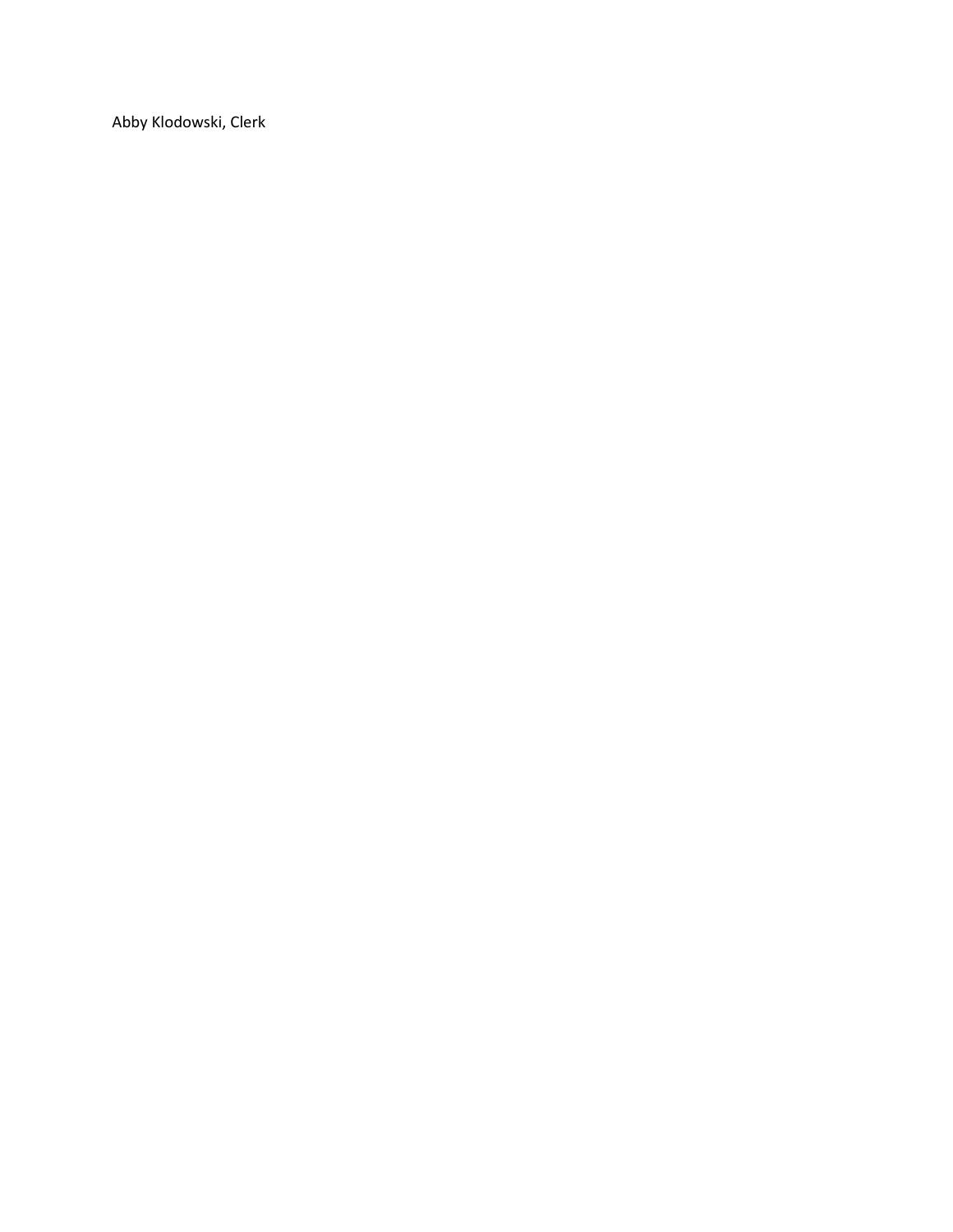Abby Klodowski, Clerk